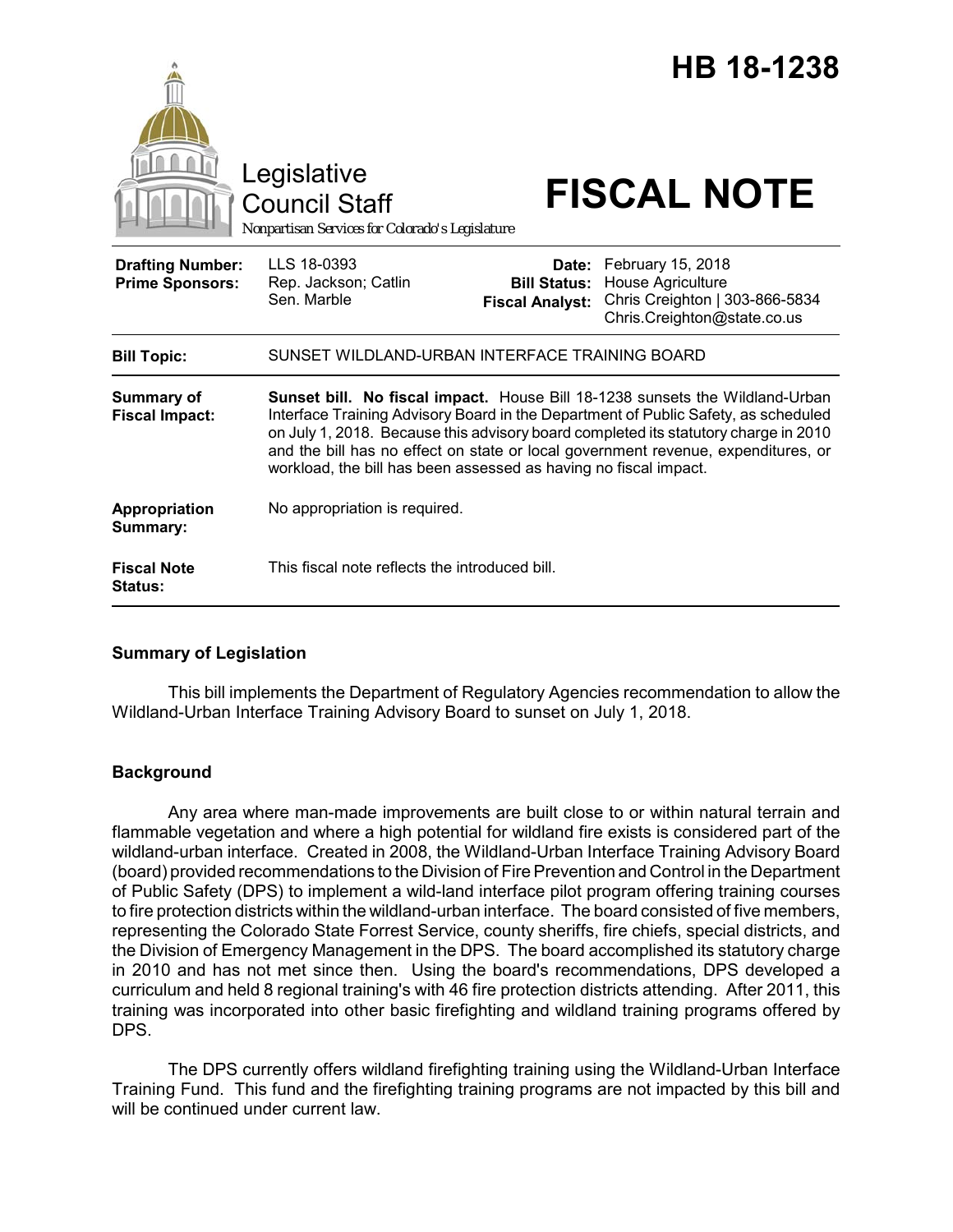# HB 18-1238

Legislative Council Staff

Nonpartisan Services for Colorado's Legislature

# FISCAL NOTE

| | | | |
|---|---|---|---|
| **Drafting Number:** | LLS 18-0393 | **Date:** | February 15, 2018 |
| **Prime Sponsors:** | Rep. Jackson; Catlin<br>Sen. Marble | **Bill Status:** | House Agriculture |
| | | **Fiscal Analyst:** | Chris Creighton \| 303-866-5834<br>Chris.Creighton@state.co.us |

| | |
|---|---|
| **Bill Topic:** | SUNSET WILDLAND-URBAN INTERFACE TRAINING BOARD |
| **Summary of Fiscal Impact:** | **Sunset bill. No fiscal impact.** House Bill 18-1238 sunsets the Wildland-Urban Interface Training Advisory Board in the Department of Public Safety, as scheduled on July 1, 2018. Because this advisory board completed its statutory charge in 2010 and the bill has no effect on state or local government revenue, expenditures, or workload, the bill has been assessed as having no fiscal impact. |
| **Appropriation Summary:** | No appropriation is required. |
| **Fiscal Note Status:** | This fiscal note reflects the introduced bill. |

## Summary of Legislation

This bill implements the Department of Regulatory Agencies recommendation to allow the Wildland-Urban Interface Training Advisory Board to sunset on July 1, 2018.

## Background

Any area where man-made improvements are built close to or within natural terrain and flammable vegetation and where a high potential for wildland fire exists is considered part of the wildland-urban interface. Created in 2008, the Wildland-Urban Interface Training Advisory Board (board) provided recommendations to the Division of Fire Prevention and Control in the Department of Public Safety (DPS) to implement a wild-land interface pilot program offering training courses to fire protection districts within the wildland-urban interface. The board consisted of five members, representing the Colorado State Forrest Service, county sheriffs, fire chiefs, special districts, and the Division of Emergency Management in the DPS. The board accomplished its statutory charge in 2010 and has not met since then. Using the board's recommendations, DPS developed a curriculum and held 8 regional training's with 46 fire protection districts attending. After 2011, this training was incorporated into other basic firefighting and wildland training programs offered by DPS.

The DPS currently offers wildland firefighting training using the Wildland-Urban Interface Training Fund. This fund and the firefighting training programs are not impacted by this bill and will be continued under current law.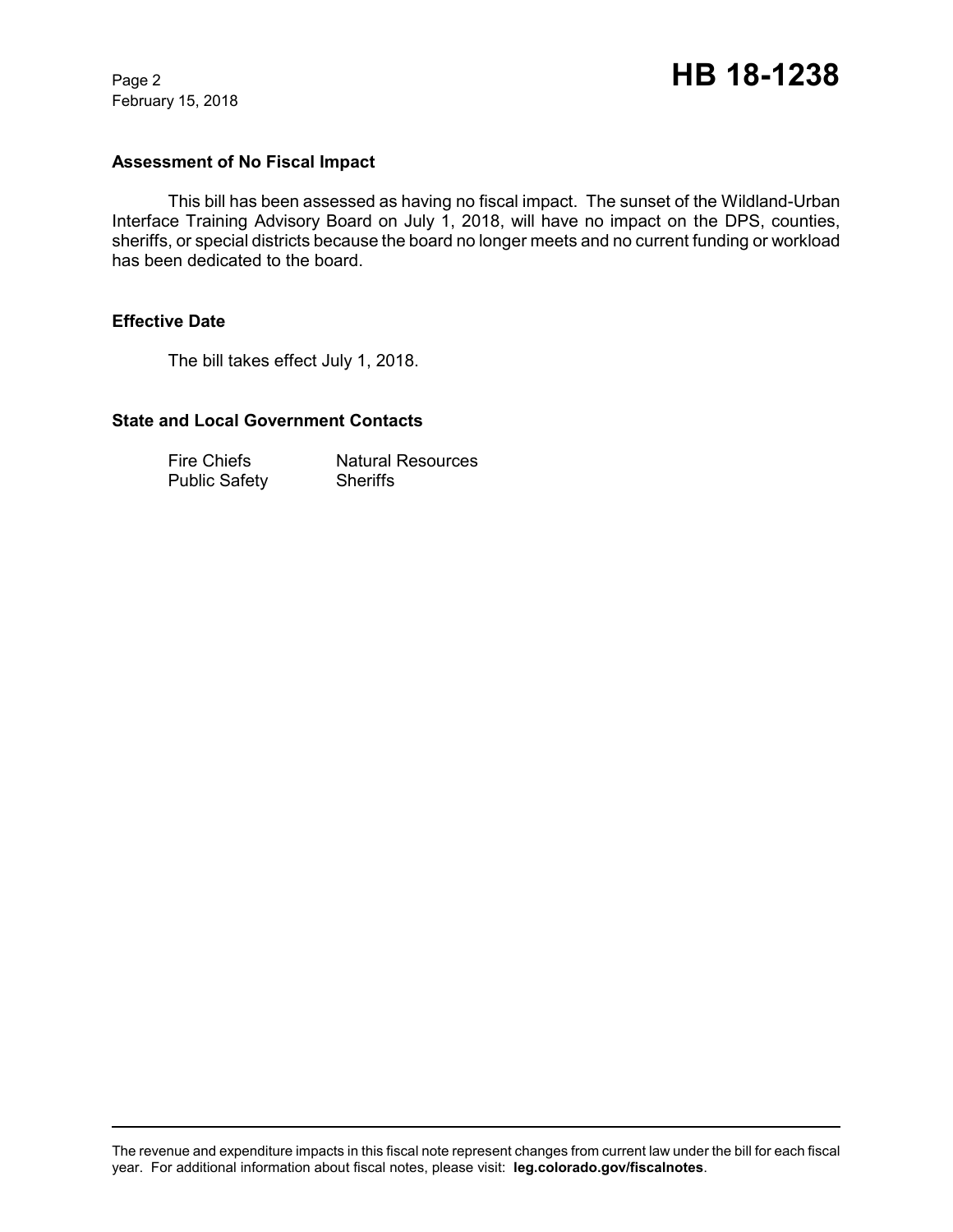## Assessment of No Fiscal Impact

This bill has been assessed as having no fiscal impact. The sunset of the Wildland-Urban Interface Training Advisory Board on July 1, 2018, will have no impact on the DPS, counties, sheriffs, or special districts because the board no longer meets and no current funding or workload has been dedicated to the board.

## Effective Date

The bill takes effect July 1, 2018.

## State and Local Government Contacts

| | |
|---|---|
| Fire Chiefs | Natural Resources |
| Public Safety | Sheriffs |

The revenue and expenditure impacts in this fiscal note represent changes from current law under the bill for each fiscal year. For additional information about fiscal notes, please visit: **leg.colorado.gov/fiscalnotes**.